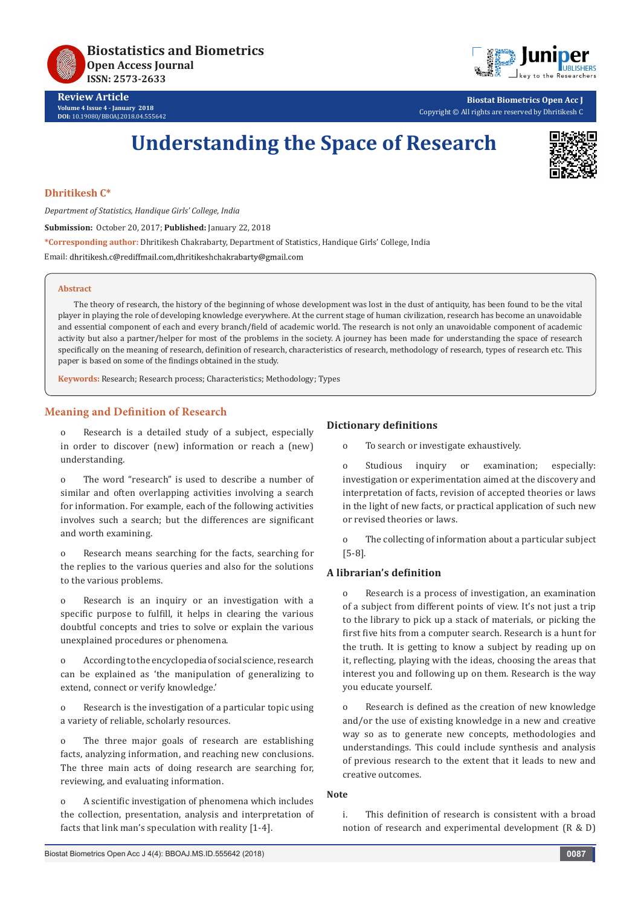Biostatistics and Biometrics
Open Access Journal
ISSN: 2573-2633

Review Article
Volume 4 Issue 4 - January 2018
DOI: 10.19080/BBOAJ.2018.04.555642

Biostat Biometrics Open Acc J
Copyright © All rights are reserved by Dhritikesh C

# Understanding the Space of Research

**Dhritikesh C***

*Department of Statistics, Handique Girls' College, India*

**Submission:** October 20, 2017; **Published:** January 22, 2018

***Corresponding author:** Dhritikesh Chakrabarty, Department of Statistics, Handique Girls' College, India

Email: dhritikesh.c@rediffmail.com,dhritikeshchakrabarty@gmail.com

**Abstract**

The theory of research, the history of the beginning of whose development was lost in the dust of antiquity, has been found to be the vital player in playing the role of developing knowledge everywhere. At the current stage of human civilization, research has become an unavoidable and essential component of each and every branch/field of academic world. The research is not only an unavoidable component of academic activity but also a partner/helper for most of the problems in the society. A journey has been made for understanding the space of research specifically on the meaning of research, definition of research, characteristics of research, methodology of research, types of research etc. This paper is based on some of the findings obtained in the study.

**Keywords:** Research; Research process; Characteristics; Methodology; Types

## Meaning and Definition of Research

o Research is a detailed study of a subject, especially in order to discover (new) information or reach a (new) understanding.

o The word "research" is used to describe a number of similar and often overlapping activities involving a search for information. For example, each of the following activities involves such a search; but the differences are significant and worth examining.

o Research means searching for the facts, searching for the replies to the various queries and also for the solutions to the various problems.

o Research is an inquiry or an investigation with a specific purpose to fulfill, it helps in clearing the various doubtful concepts and tries to solve or explain the various unexplained procedures or phenomena.

o According to the encyclopedia of social science, research can be explained as 'the manipulation of generalizing to extend, connect or verify knowledge.'

o Research is the investigation of a particular topic using a variety of reliable, scholarly resources.

o The three major goals of research are establishing facts, analyzing information, and reaching new conclusions. The three main acts of doing research are searching for, reviewing, and evaluating information.

o A scientific investigation of phenomena which includes the collection, presentation, analysis and interpretation of facts that link man's speculation with reality [1-4].

### Dictionary definitions

o To search or investigate exhaustively.

o Studious inquiry or examination; especially: investigation or experimentation aimed at the discovery and interpretation of facts, revision of accepted theories or laws in the light of new facts, or practical application of such new or revised theories or laws.

o The collecting of information about a particular subject [5-8].

### A librarian's definition

o Research is a process of investigation, an examination of a subject from different points of view. It's not just a trip to the library to pick up a stack of materials, or picking the first five hits from a computer search. Research is a hunt for the truth. It is getting to know a subject by reading up on it, reflecting, playing with the ideas, choosing the areas that interest you and following up on them. Research is the way you educate yourself.

o Research is defined as the creation of new knowledge and/or the use of existing knowledge in a new and creative way so as to generate new concepts, methodologies and understandings. This could include synthesis and analysis of previous research to the extent that it leads to new and creative outcomes.

**Note**

i. This definition of research is consistent with a broad notion of research and experimental development (R & D)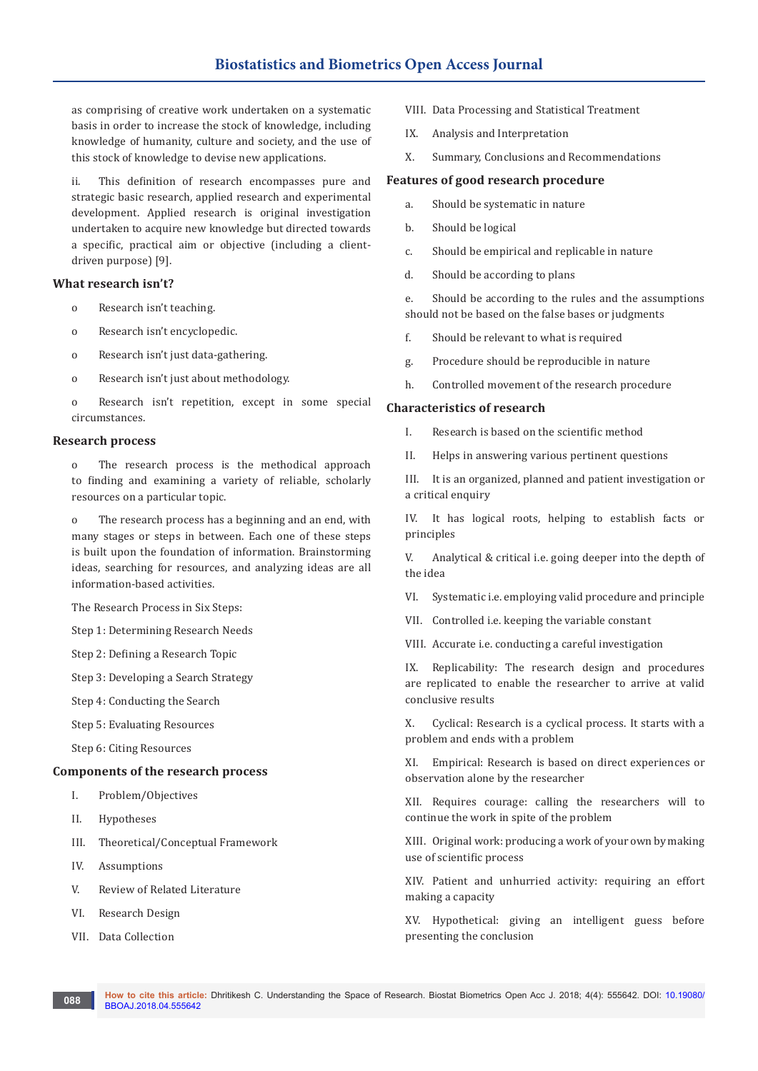as comprising of creative work undertaken on a systematic basis in order to increase the stock of knowledge, including knowledge of humanity, culture and society, and the use of this stock of knowledge to devise new applications.

ii. This definition of research encompasses pure and strategic basic research, applied research and experimental development. Applied research is original investigation undertaken to acquire new knowledge but directed towards a specific, practical aim or objective (including a client-driven purpose) [9].

## What research isn't?

- o Research isn't teaching.
- o Research isn't encyclopedic.
- o Research isn't just data-gathering.
- o Research isn't just about methodology.
- o Research isn't repetition, except in some special circumstances.

## Research process

o The research process is the methodical approach to finding and examining a variety of reliable, scholarly resources on a particular topic.

o The research process has a beginning and an end, with many stages or steps in between. Each one of these steps is built upon the foundation of information. Brainstorming ideas, searching for resources, and analyzing ideas are all information-based activities.

The Research Process in Six Steps:

Step 1: Determining Research Needs

Step 2: Defining a Research Topic

Step 3: Developing a Search Strategy

Step 4: Conducting the Search

Step 5: Evaluating Resources

Step 6: Citing Resources

## Components of the research process

I. Problem/Objectives

II. Hypotheses

III. Theoretical/Conceptual Framework

IV. Assumptions

V. Review of Related Literature

VI. Research Design

VII. Data Collection

VIII. Data Processing and Statistical Treatment

IX. Analysis and Interpretation

X. Summary, Conclusions and Recommendations

## Features of good research procedure

a. Should be systematic in nature

b. Should be logical

c. Should be empirical and replicable in nature

d. Should be according to plans

e. Should be according to the rules and the assumptions should not be based on the false bases or judgments

f. Should be relevant to what is required

g. Procedure should be reproducible in nature

h. Controlled movement of the research procedure

## Characteristics of research

I. Research is based on the scientific method

II. Helps in answering various pertinent questions

III. It is an organized, planned and patient investigation or a critical enquiry

IV. It has logical roots, helping to establish facts or principles

V. Analytical & critical i.e. going deeper into the depth of the idea

VI. Systematic i.e. employing valid procedure and principle

VII. Controlled i.e. keeping the variable constant

VIII. Accurate i.e. conducting a careful investigation

IX. Replicability: The research design and procedures are replicated to enable the researcher to arrive at valid conclusive results

X. Cyclical: Research is a cyclical process. It starts with a problem and ends with a problem

XI. Empirical: Research is based on direct experiences or observation alone by the researcher

XII. Requires courage: calling the researchers will to continue the work in spite of the problem

XIII. Original work: producing a work of your own by making use of scientific process

XIV. Patient and unhurried activity: requiring an effort making a capacity

XV. Hypothetical: giving an intelligent guess before presenting the conclusion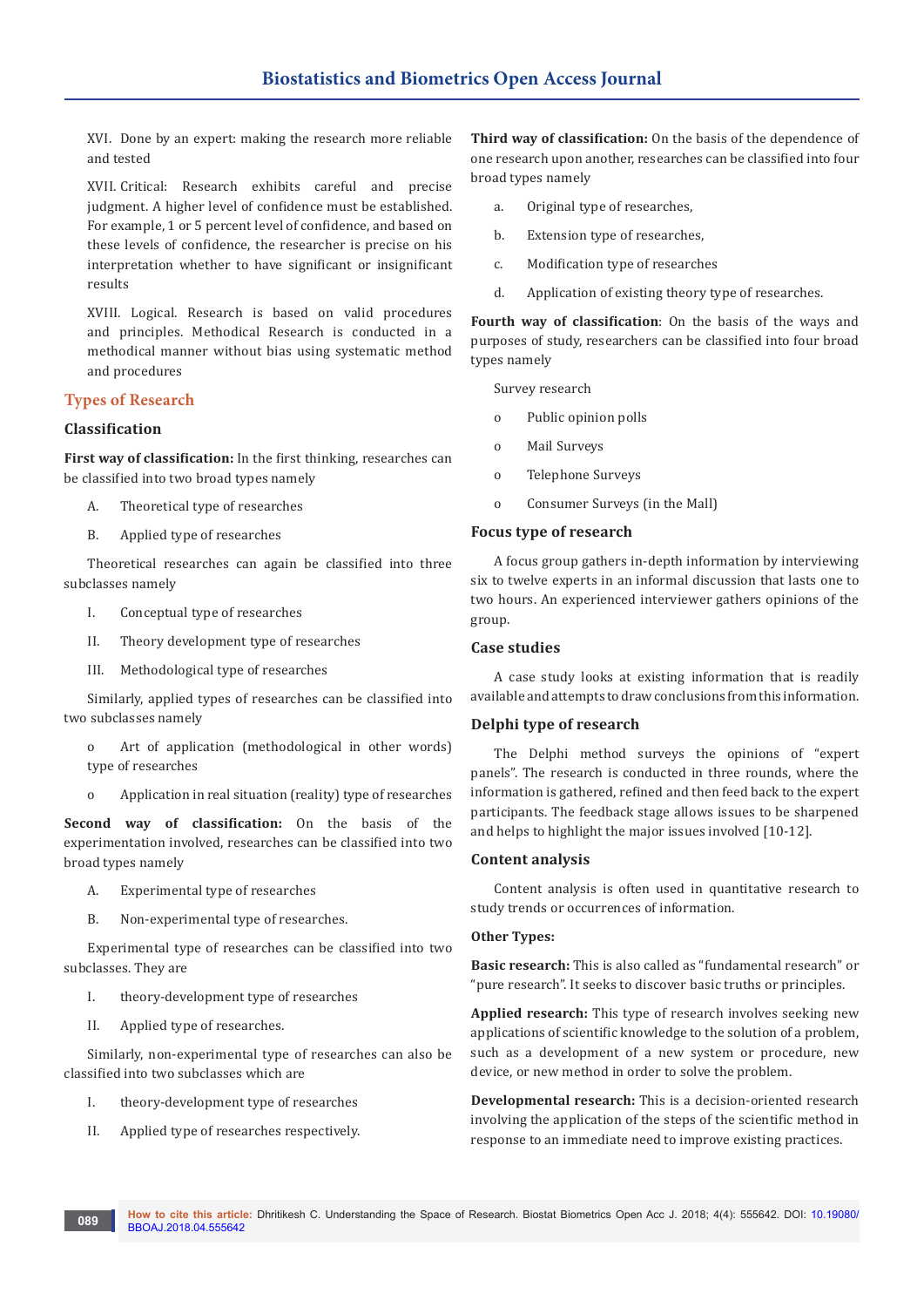XVI. Done by an expert: making the research more reliable and tested

XVII. Critical: Research exhibits careful and precise judgment. A higher level of confidence must be established. For example, 1 or 5 percent level of confidence, and based on these levels of confidence, the researcher is precise on his interpretation whether to have significant or insignificant results

XVIII. Logical. Research is based on valid procedures and principles. Methodical Research is conducted in a methodical manner without bias using systematic method and procedures

## Types of Research

### Classification

**First way of classification:** In the first thinking, researches can be classified into two broad types namely

A. Theoretical type of researches

B. Applied type of researches

Theoretical researches can again be classified into three subclasses namely

I. Conceptual type of researches

II. Theory development type of researches

III. Methodological type of researches

Similarly, applied types of researches can be classified into two subclasses namely

- Art of application (methodological in other words) type of researches
- Application in real situation (reality) type of researches

**Second way of classification:** On the basis of the experimentation involved, researches can be classified into two broad types namely

A. Experimental type of researches

B. Non-experimental type of researches.

Experimental type of researches can be classified into two subclasses. They are

I. theory-development type of researches

II. Applied type of researches.

Similarly, non-experimental type of researches can also be classified into two subclasses which are

I. theory-development type of researches

II. Applied type of researches respectively.

**Third way of classification:** On the basis of the dependence of one research upon another, researches can be classified into four broad types namely

a. Original type of researches,

b. Extension type of researches,

c. Modification type of researches

d. Application of existing theory type of researches.

**Fourth way of classification**: On the basis of the ways and purposes of study, researchers can be classified into four broad types namely

Survey research

- Public opinion polls
- Mail Surveys
- Telephone Surveys
- Consumer Surveys (in the Mall)

### Focus type of research

A focus group gathers in-depth information by interviewing six to twelve experts in an informal discussion that lasts one to two hours. An experienced interviewer gathers opinions of the group.

### Case studies

A case study looks at existing information that is readily available and attempts to draw conclusions from this information.

### Delphi type of research

The Delphi method surveys the opinions of "expert panels". The research is conducted in three rounds, where the information is gathered, refined and then feed back to the expert participants. The feedback stage allows issues to be sharpened and helps to highlight the major issues involved [10-12].

### Content analysis

Content analysis is often used in quantitative research to study trends or occurrences of information.

#### Other Types:

**Basic research:** This is also called as "fundamental research" or "pure research". It seeks to discover basic truths or principles.

**Applied research:** This type of research involves seeking new applications of scientific knowledge to the solution of a problem, such as a development of a new system or procedure, new device, or new method in order to solve the problem.

**Developmental research:** This is a decision-oriented research involving the application of the steps of the scientific method in response to an immediate need to improve existing practices.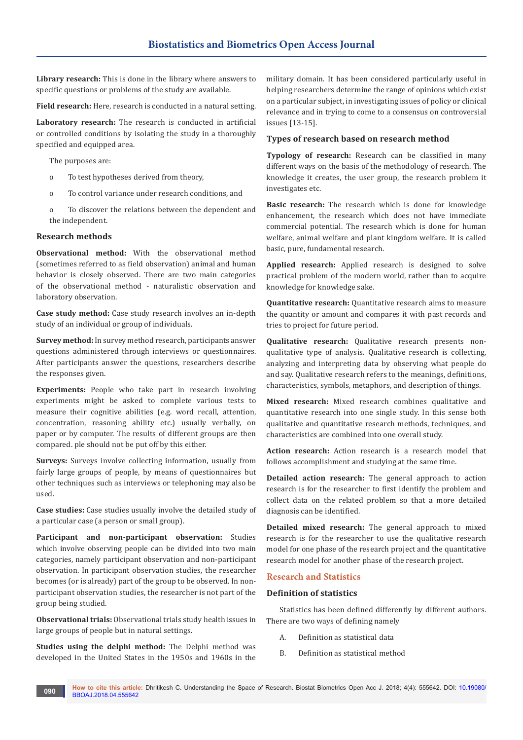**Library research:** This is done in the library where answers to specific questions or problems of the study are available.

**Field research:** Here, research is conducted in a natural setting.

**Laboratory research:** The research is conducted in artificial or controlled conditions by isolating the study in a thoroughly specified and equipped area.

The purposes are:

- To test hypotheses derived from theory,
- To control variance under research conditions, and
- To discover the relations between the dependent and the independent.

### Research methods

**Observational method:** With the observational method (sometimes referred to as field observation) animal and human behavior is closely observed. There are two main categories of the observational method - naturalistic observation and laboratory observation.

**Case study method:** Case study research involves an in-depth study of an individual or group of individuals.

**Survey method:** In survey method research, participants answer questions administered through interviews or questionnaires. After participants answer the questions, researchers describe the responses given.

**Experiments:** People who take part in research involving experiments might be asked to complete various tests to measure their cognitive abilities (e.g. word recall, attention, concentration, reasoning ability etc.) usually verbally, on paper or by computer. The results of different groups are then compared. ple should not be put off by this either.

**Surveys:** Surveys involve collecting information, usually from fairly large groups of people, by means of questionnaires but other techniques such as interviews or telephoning may also be used.

**Case studies:** Case studies usually involve the detailed study of a particular case (a person or small group).

**Participant and non-participant observation:** Studies which involve observing people can be divided into two main categories, namely participant observation and non-participant observation. In participant observation studies, the researcher becomes (or is already) part of the group to be observed. In non-participant observation studies, the researcher is not part of the group being studied.

**Observational trials:** Observational trials study health issues in large groups of people but in natural settings.

**Studies using the delphi method:** The Delphi method was developed in the United States in the 1950s and 1960s in the military domain. It has been considered particularly useful in helping researchers determine the range of opinions which exist on a particular subject, in investigating issues of policy or clinical relevance and in trying to come to a consensus on controversial issues [13-15].

### Types of research based on research method

**Typology of research:** Research can be classified in many different ways on the basis of the methodology of research. The knowledge it creates, the user group, the research problem it investigates etc.

**Basic research:** The research which is done for knowledge enhancement, the research which does not have immediate commercial potential. The research which is done for human welfare, animal welfare and plant kingdom welfare. It is called basic, pure, fundamental research.

**Applied research:** Applied research is designed to solve practical problem of the modern world, rather than to acquire knowledge for knowledge sake.

**Quantitative research:** Quantitative research aims to measure the quantity or amount and compares it with past records and tries to project for future period.

**Qualitative research:** Qualitative research presents non-qualitative type of analysis. Qualitative research is collecting, analyzing and interpreting data by observing what people do and say. Qualitative research refers to the meanings, definitions, characteristics, symbols, metaphors, and description of things.

**Mixed research:** Mixed research combines qualitative and quantitative research into one single study. In this sense both qualitative and quantitative research methods, techniques, and characteristics are combined into one overall study.

**Action research:** Action research is a research model that follows accomplishment and studying at the same time.

**Detailed action research:** The general approach to action research is for the researcher to first identify the problem and collect data on the related problem so that a more detailed diagnosis can be identified.

**Detailed mixed research:** The general approach to mixed research is for the researcher to use the qualitative research model for one phase of the research project and the quantitative research model for another phase of the research project.

## Research and Statistics

### Definition of statistics

Statistics has been defined differently by different authors. There are two ways of defining namely

A. Definition as statistical data

B. Definition as statistical method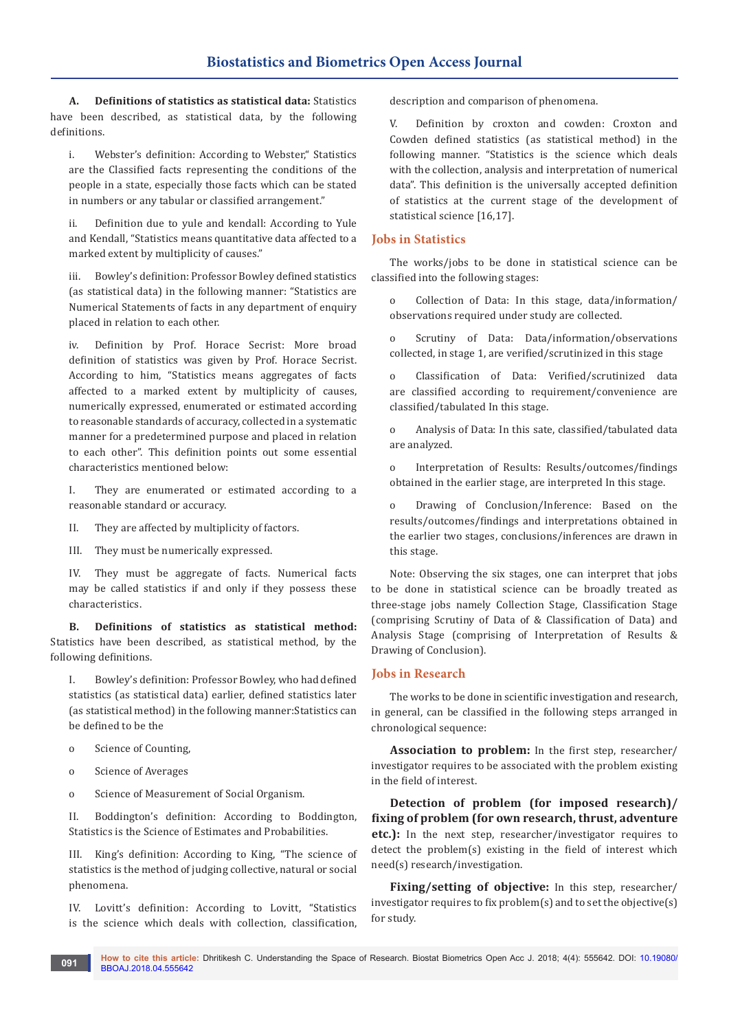**A. Definitions of statistics as statistical data:** Statistics have been described, as statistical data, by the following definitions.

i. Webster's definition: According to Webster," Statistics are the Classified facts representing the conditions of the people in a state, especially those facts which can be stated in numbers or any tabular or classified arrangement."

ii. Definition due to yule and kendall: According to Yule and Kendall, "Statistics means quantitative data affected to a marked extent by multiplicity of causes."

iii. Bowley's definition: Professor Bowley defined statistics (as statistical data) in the following manner: "Statistics are Numerical Statements of facts in any department of enquiry placed in relation to each other.

iv. Definition by Prof. Horace Secrist: More broad definition of statistics was given by Prof. Horace Secrist. According to him, "Statistics means aggregates of facts affected to a marked extent by multiplicity of causes, numerically expressed, enumerated or estimated according to reasonable standards of accuracy, collected in a systematic manner for a predetermined purpose and placed in relation to each other". This definition points out some essential characteristics mentioned below:

I. They are enumerated or estimated according to a reasonable standard or accuracy.

II. They are affected by multiplicity of factors.

III. They must be numerically expressed.

IV. They must be aggregate of facts. Numerical facts may be called statistics if and only if they possess these characteristics.

**B. Definitions of statistics as statistical method:** Statistics have been described, as statistical method, by the following definitions.

I. Bowley's definition: Professor Bowley, who had defined statistics (as statistical data) earlier, defined statistics later (as statistical method) in the following manner:Statistics can be defined to be the

- Science of Counting,
- Science of Averages
- Science of Measurement of Social Organism.

II. Boddington's definition: According to Boddington, Statistics is the Science of Estimates and Probabilities.

III. King's definition: According to King, "The science of statistics is the method of judging collective, natural or social phenomena.

IV. Lovitt's definition: According to Lovitt, "Statistics is the science which deals with collection, classification, description and comparison of phenomena.

V. Definition by croxton and cowden: Croxton and Cowden defined statistics (as statistical method) in the following manner. "Statistics is the science which deals with the collection, analysis and interpretation of numerical data". This definition is the universally accepted definition of statistics at the current stage of the development of statistical science [16,17].

## Jobs in Statistics

The works/jobs to be done in statistical science can be classified into the following stages:

- Collection of Data: In this stage, data/information/ observations required under study are collected.
- Scrutiny of Data: Data/information/observations collected, in stage 1, are verified/scrutinized in this stage
- Classification of Data: Verified/scrutinized data are classified according to requirement/convenience are classified/tabulated In this stage.
- Analysis of Data: In this sate, classified/tabulated data are analyzed.
- Interpretation of Results: Results/outcomes/findings obtained in the earlier stage, are interpreted In this stage.
- Drawing of Conclusion/Inference: Based on the results/outcomes/findings and interpretations obtained in the earlier two stages, conclusions/inferences are drawn in this stage.

Note: Observing the six stages, one can interpret that jobs to be done in statistical science can be broadly treated as three-stage jobs namely Collection Stage, Classification Stage (comprising Scrutiny of Data of & Classification of Data) and Analysis Stage (comprising of Interpretation of Results & Drawing of Conclusion).

## Jobs in Research

The works to be done in scientific investigation and research, in general, can be classified in the following steps arranged in chronological sequence:

**Association to problem:** In the first step, researcher/ investigator requires to be associated with the problem existing in the field of interest.

**Detection of problem (for imposed research)/ fixing of problem (for own research, thrust, adventure etc.):** In the next step, researcher/investigator requires to detect the problem(s) existing in the field of interest which need(s) research/investigation.

**Fixing/setting of objective:** In this step, researcher/ investigator requires to fix problem(s) and to set the objective(s) for study.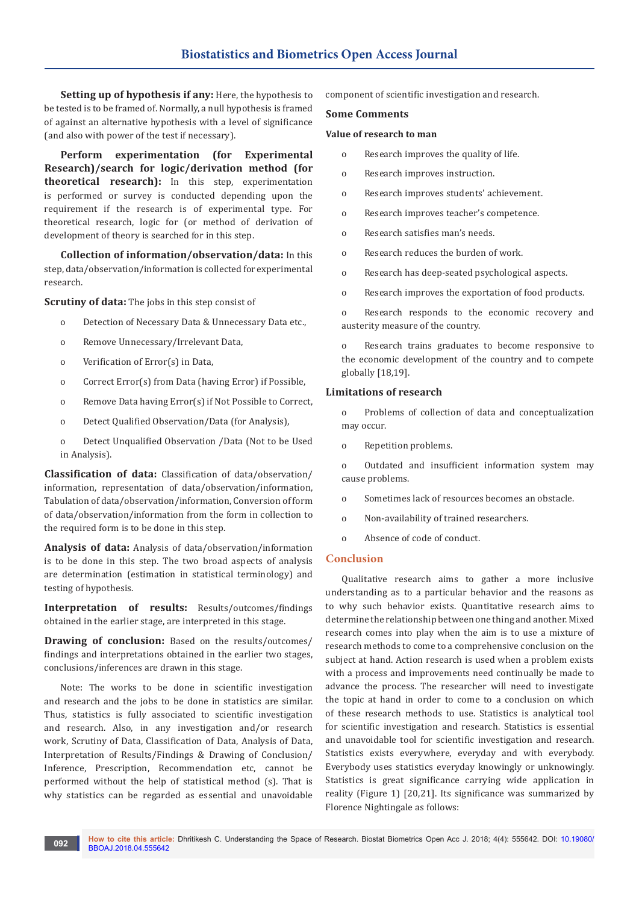**Setting up of hypothesis if any:** Here, the hypothesis to be tested is to be framed of. Normally, a null hypothesis is framed of against an alternative hypothesis with a level of significance (and also with power of the test if necessary).

**Perform experimentation (for Experimental Research)/search for logic/derivation method (for theoretical research):** In this step, experimentation is performed or survey is conducted depending upon the requirement if the research is of experimental type. For theoretical research, logic for (or method of derivation of development of theory is searched for in this step.

**Collection of information/observation/data:** In this step, data/observation/information is collected for experimental research.

**Scrutiny of data:** The jobs in this step consist of

- Detection of Necessary Data & Unnecessary Data etc.,
- Remove Unnecessary/Irrelevant Data,
- Verification of Error(s) in Data,
- Correct Error(s) from Data (having Error) if Possible,
- Remove Data having Error(s) if Not Possible to Correct,
- Detect Qualified Observation/Data (for Analysis),
- Detect Unqualified Observation /Data (Not to be Used in Analysis).

**Classification of data:** Classification of data/observation/information, representation of data/observation/information, Tabulation of data/observation/information, Conversion of form of data/observation/information from the form in collection to the required form is to be done in this step.

**Analysis of data:** Analysis of data/observation/information is to be done in this step. The two broad aspects of analysis are determination (estimation in statistical terminology) and testing of hypothesis.

**Interpretation of results:** Results/outcomes/findings obtained in the earlier stage, are interpreted in this stage.

**Drawing of conclusion:** Based on the results/outcomes/findings and interpretations obtained in the earlier two stages, conclusions/inferences are drawn in this stage.

Note: The works to be done in scientific investigation and research and the jobs to be done in statistics are similar. Thus, statistics is fully associated to scientific investigation and research. Also, in any investigation and/or research work, Scrutiny of Data, Classification of Data, Analysis of Data, Interpretation of Results/Findings & Drawing of Conclusion/Inference, Prescription, Recommendation etc, cannot be performed without the help of statistical method (s). That is why statistics can be regarded as essential and unavoidable component of scientific investigation and research.

## Some Comments

### Value of research to man

- Research improves the quality of life.
- Research improves instruction.
- Research improves students' achievement.
- Research improves teacher's competence.
- Research satisfies man's needs.
- Research reduces the burden of work.
- Research has deep-seated psychological aspects.
- Research improves the exportation of food products.
- Research responds to the economic recovery and austerity measure of the country.
- Research trains graduates to become responsive to the economic development of the country and to compete globally [18,19].

### Limitations of research

- Problems of collection of data and conceptualization may occur.
- Repetition problems.
- Outdated and insufficient information system may cause problems.
- Sometimes lack of resources becomes an obstacle.
- Non-availability of trained researchers.
- Absence of code of conduct.

## Conclusion

Qualitative research aims to gather a more inclusive understanding as to a particular behavior and the reasons as to why such behavior exists. Quantitative research aims to determine the relationship between one thing and another. Mixed research comes into play when the aim is to use a mixture of research methods to come to a comprehensive conclusion on the subject at hand. Action research is used when a problem exists with a process and improvements need continually be made to advance the process. The researcher will need to investigate the topic at hand in order to come to a conclusion on which of these research methods to use. Statistics is analytical tool for scientific investigation and research. Statistics is essential and unavoidable tool for scientific investigation and research. Statistics exists everywhere, everyday and with everybody. Everybody uses statistics everyday knowingly or unknowingly. Statistics is great significance carrying wide application in reality (Figure 1) [20,21]. Its significance was summarized by Florence Nightingale as follows: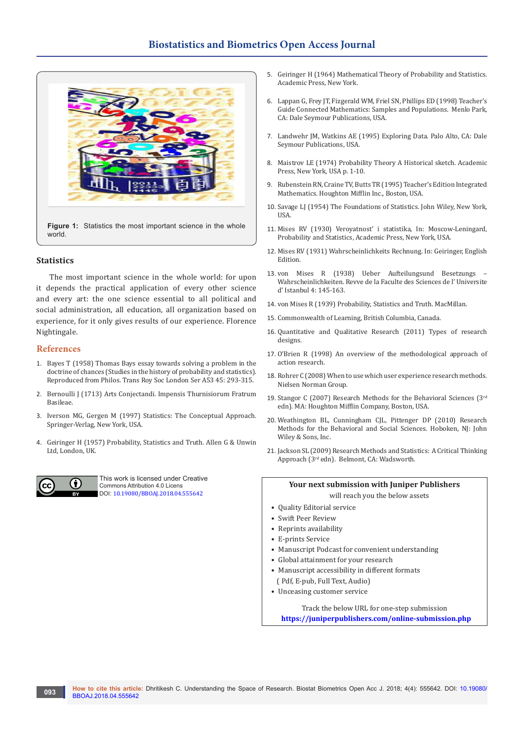Figure 1: Statistics the most important science in the whole world.

## Statistics

The most important science in the whole world: for upon it depends the practical application of every other science and every art: the one science essential to all political and social administration, all education, all organization based on experience, for it only gives results of our experience. Florence Nightingale.

## References

1. Bayes T (1958) Thomas Bays essay towards solving a problem in the doctrine of chances (Studies in the history of probability and statistics). Reproduced from Philos. Trans Roy Soc London Ser A53 45: 293-315.
2. Bernoulli J (1713) Arts Conjectandi. Impensis Thurnisiorum Fratrum Basileae.
3. Iverson MG, Gergen M (1997) Statistics: The Conceptual Approach. Springer-Verlag, New York, USA.
4. Geiringer H (1957) Probability, Statistics and Truth. Allen G & Unwin Ltd, London, UK.
5. Geiringer H (1964) Mathematical Theory of Probability and Statistics. Academic Press, New York.
6. Lappan G, Frey JT, Fizgerald WM, Friel SN, Phillips ED (1998) Teacher's Guide Connected Mathematics: Samples and Populations. Menlo Park, CA: Dale Seymour Publications, USA.
7. Landwehr JM, Watkins AE (1995) Exploring Data. Palo Alto, CA: Dale Seymour Publications, USA.
8. Maistrov LE (1974) Probability Theory A Historical sketch. Academic Press, New York, USA p. 1-10.
9. Rubenstein RN, Craine TV, Butts TR (1995) Teacher's Edition Integrated Mathematics. Houghton Mifflin Inc., Boston, USA.
10. Savage LJ (1954) The Foundations of Statistics. John Wiley, New York, USA.
11. Mises RV (1930) Veroyatnost' i statistika, In: Moscow-Leningard, Probability and Statistics, Academic Press, New York, USA.
12. Mises RV (1931) Wahrscheinlichkeits Rechnung. In: Geiringer, English Edition.
13. von Mises R (1938) Ueber Aufteilungsund Besetzungs – Wahrscheinlichkeiten. Revve de la Faculte des Sciences de l' Universite d' Istanbul 4: 145-163.
14. von Mises R (1939) Probability, Statistics and Truth. MacMillan.
15. Commonwealth of Learning, British Columbia, Canada.
16. Quantitative and Qualitative Research (2011) Types of research designs.
17. O'Brien R (1998) An overview of the methodological approach of action research.
18. Rohrer C (2008) When to use which user experience research methods. Nielsen Norman Group.
19. Stangor C (2007) Research Methods for the Behavioral Sciences (3rd edn). MA: Houghton Mifflin Company, Boston, USA.
20. Weathington BL, Cunningham CJL, Pittenger DP (2010) Research Methods for the Behavioral and Social Sciences. Hoboken, NJ: John Wiley & Sons, Inc.
21. Jackson SL (2009) Research Methods and Statistics: A Critical Thinking Approach (3rd edn). Belmont, CA: Wadsworth.

This work is licensed under Creative Commons Attribution 4.0 Licens
DOI: 10.19080/BBOAJ.2018.04.555642

**Your next submission with Juniper Publishers**
will reach you the below assets

- Quality Editorial service
- Swift Peer Review
- Reprints availability
- E-prints Service
- Manuscript Podcast for convenient understanding
- Global attainment for your research
- Manuscript accessibility in different formats
  ( Pdf, E-pub, Full Text, Audio)
- Unceasing customer service

Track the below URL for one-step submission
**https://juniperpublishers.com/online-submission.php**

**How to cite this article:** Dhritikesh C. Understanding the Space of Research. Biostat Biometrics Open Acc J. 2018; 4(4): 555642. DOI: 10.19080/BBOAJ.2018.04.555642